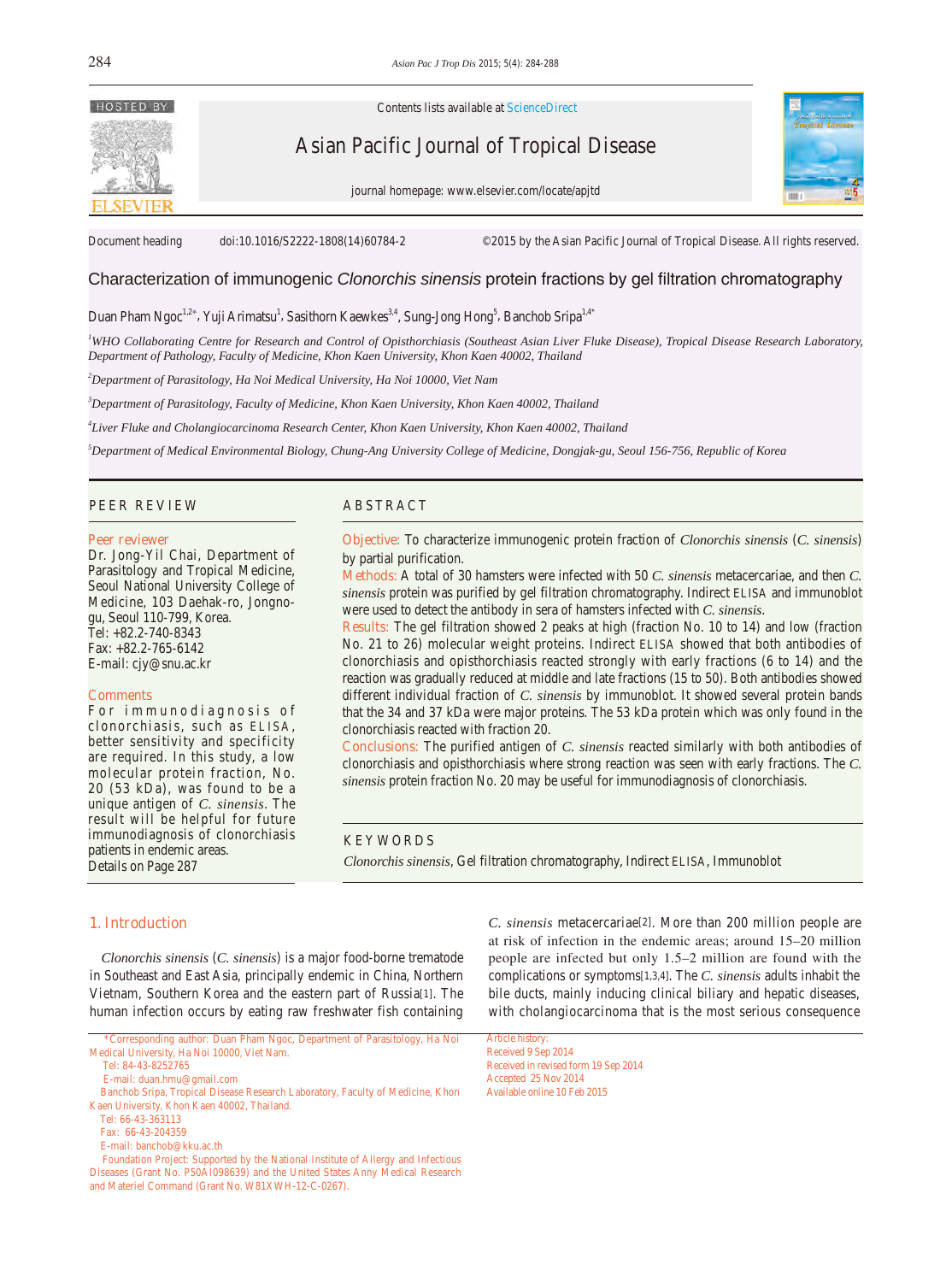Contents lists available at ScienceDirect

Asian Pacific Journal of Tropical Disease

journal homepage: www.elsevier.com/locate/apjtd

Document heading doi:10.1016/S2222-1808(14)60784-2 ©2015 by the Asian Pacific Journal of Tropical Disease. All rights reserved.

# Characterization of immunogenic *Clonorchis sinensis* protein fractions by gel filtration chromatography

Duan Pham Ngoc[1,2*], Yuji Arimatsu[1], Sasithorn Kaewkes[3,4], Sung-Jong Hong[5], Banchob Sripa[1,4*]

[1]*WHO Collaborating Centre for Research and Control of Opisthorchiasis (Southeast Asian Liver Fluke Disease), Tropical Disease Research Laboratory, Department of Pathology, Faculty of Medicine, Khon Kaen University, Khon Kaen 40002, Thailand*

[2]*Department of Parasitology, Ha Noi Medical University, Ha Noi 10000, Viet Nam*

[3]*Department of Parasitology, Faculty of Medicine, Khon Kaen University, Khon Kaen 40002, Thailand*

[4]*Liver Fluke and Cholangiocarcinoma Research Center, Khon Kaen University, Khon Kaen 40002, Thailand*

[5]*Department of Medical Environmental Biology, Chung-Ang University College of Medicine, Dongjak-gu, Seoul 156-756, Republic of Korea*

## PEER REVIEW

**Peer reviewer**

Dr. Jong-Yil Chai, Department of Parasitology and Tropical Medicine, Seoul National University College of Medicine, 103 Daehak-ro, Jongno-gu, Seoul 110-799, Korea.
Tel: +82.2-740-8343
Fax: +82.2-765-6142
E-mail: cjy@snu.ac.kr

**Comments**

For immunodiagnosis of clonorchiasis, such as ELISA, better sensitivity and specificity are required. In this study, a low molecular protein fraction, No. 20 (53 kDa), was found to be a unique antigen of *C. sinensis*. The result will be helpful for future immunodiagnosis of clonorchiasis patients in endemic areas.
Details on Page 287

## ABSTRACT

**Objective:** To characterize immunogenic protein fraction of *Clonorchis sinensis* (*C. sinensis*) by partial purification.

**Methods:** A total of 30 hamsters were infected with 50 *C. sinensis* metacercariae, and then *C. sinensis* protein was purified by gel filtration chromatography. Indirect ELISA and immunoblot were used to detect the antibody in sera of hamsters infected with *C. sinensis*.

**Results:** The gel filtration showed 2 peaks at high (fraction No. 10 to 14) and low (fraction No. 21 to 26) molecular weight proteins. Indirect ELISA showed that both antibodies of clonorchiasis and opisthorchiasis reacted strongly with early fractions (6 to 14) and the reaction was gradually reduced at middle and late fractions (15 to 50). Both antibodies showed different individual fraction of *C. sinensis* by immunoblot. It showed several protein bands that the 34 and 37 kDa were major proteins. The 53 kDa protein which was only found in the clonorchiasis reacted with fraction 20.

**Conclusions:** The purified antigen of *C. sinensis* reacted similarly with both antibodies of clonorchiasis and opisthorchiasis where strong reaction was seen with early fractions. The *C. sinensis* protein fraction No. 20 may be useful for immunodiagnosis of clonorchiasis.

## KEYWORDS

*Clonorchis sinensis*, Gel filtration chromatography, Indirect ELISA, Immunoblot

## 1. Introduction

*Clonorchis sinensis* (*C. sinensis*) is a major food-borne trematode in Southeast and East Asia, principally endemic in China, Northern Vietnam, Southern Korea and the eastern part of Russia[1]. The human infection occurs by eating raw freshwater fish containing *C. sinensis* metacercariae[2]. More than 200 million people are at risk of infection in the endemic areas; around 15–20 million people are infected but only 1.5–2 million are found with the complications or symptoms[1,3,4]. The *C. sinensis* adults inhabit the bile ducts, mainly inducing clinical biliary and hepatic diseases, with cholangiocarcinoma that is the most serious consequence

*Corresponding author: Duan Pham Ngoc, Department of Parasitology, Ha Noi Medical University, Ha Noi 10000, Viet Nam.
Tel: 84-43-8252765
E-mail: duan.hmu@gmail.com
Banchob Sripa, Tropical Disease Research Laboratory, Faculty of Medicine, Khon Kaen University, Khon Kaen 40002, Thailand.
Tel: 66-43-363113
Fax: 66-43-204359
E-mail: banchob@kku.ac.th
Foundation Project: Supported by the National Institute of Allergy and Infectious Diseases (Grant No. P50AI098639) and the United States Anny Medical Research and Materiel Command (Grant No. W81XWH-12-C-0267).

Article history:
Received 9 Sep 2014
Received in revised form 19 Sep 2014
Accepted 25 Nov 2014
Available online 10 Feb 2015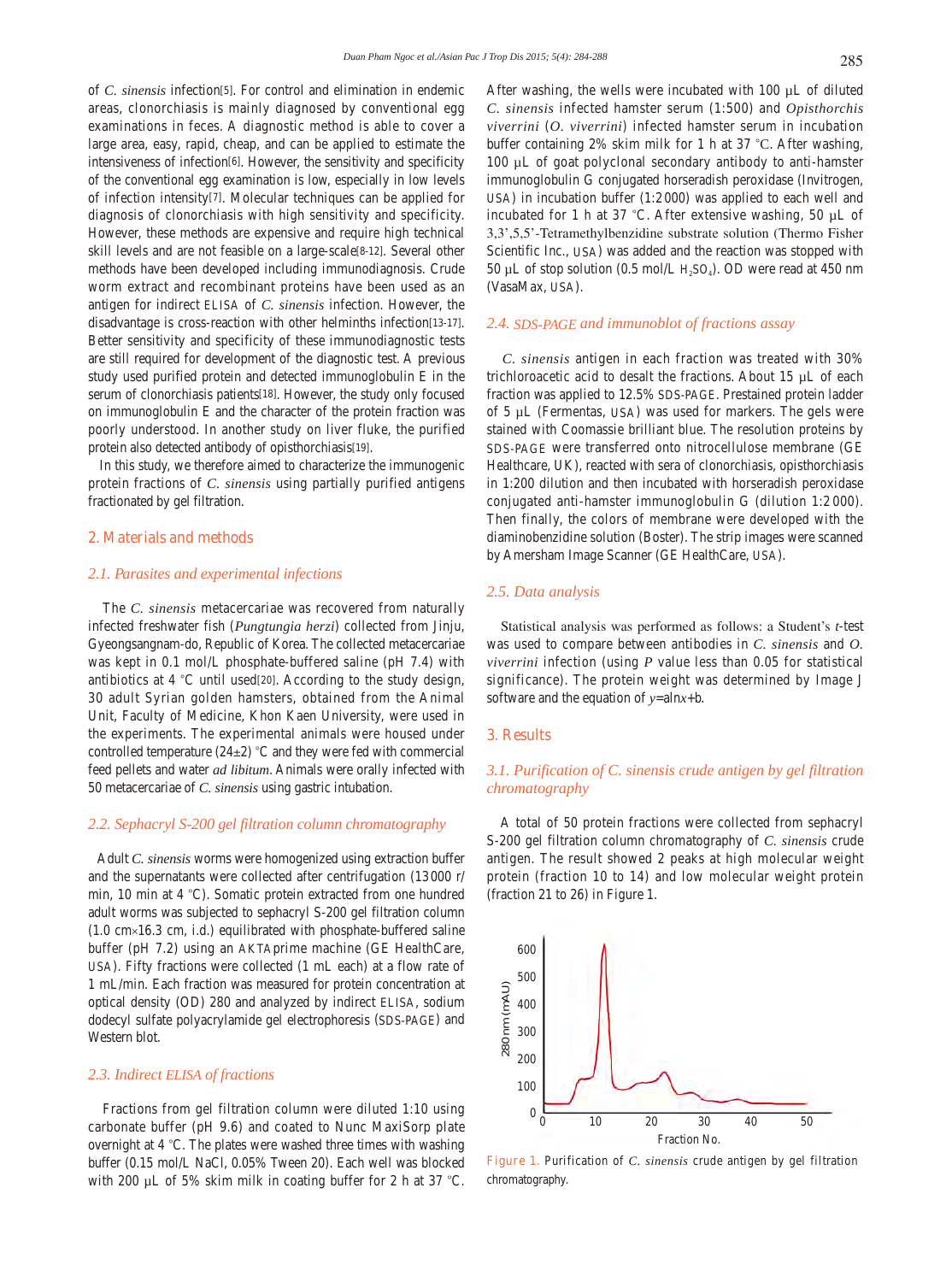of *C. sinensis* infection[5]. For control and elimination in endemic areas, clonorchiasis is mainly diagnosed by conventional egg examinations in feces. A diagnostic method is able to cover a large area, easy, rapid, cheap, and can be applied to estimate the intensiveness of infection[6]. However, the sensitivity and specificity of the conventional egg examination is low, especially in low levels of infection intensity[7]. Molecular techniques can be applied for diagnosis of clonorchiasis with high sensitivity and specificity. However, these methods are expensive and require high technical skill levels and are not feasible on a large-scale[8-12]. Several other methods have been developed including immunodiagnosis. Crude worm extract and recombinant proteins have been used as an antigen for indirect ELISA of *C. sinensis* infection. However, the disadvantage is cross-reaction with other helminths infection[13-17]. Better sensitivity and specificity of these immunodiagnostic tests are still required for development of the diagnostic test. A previous study used purified protein and detected immunoglobulin E in the serum of clonorchiasis patients[18]. However, the study only focused on immunoglobulin E and the character of the protein fraction was poorly understood. In another study on liver fluke, the purified protein also detected antibody of opisthorchiasis[19].

In this study, we therefore aimed to characterize the immunogenic protein fractions of *C. sinensis* using partially purified antigens fractionated by gel filtration.

## 2. Materials and methods

### 2.1. Parasites and experimental infections

The *C. sinensis* metacercariae was recovered from naturally infected freshwater fish (*Pungtungia herzi*) collected from Jinju, Gyeongsangnam-do, Republic of Korea. The collected metacercariae was kept in 0.1 mol/L phosphate-buffered saline (pH 7.4) with antibiotics at 4 °C until used[20]. According to the study design, 30 adult Syrian golden hamsters, obtained from the Animal Unit, Faculty of Medicine, Khon Kaen University, were used in the experiments. The experimental animals were housed under controlled temperature (24±2) °C and they were fed with commercial feed pellets and water *ad libitum*. Animals were orally infected with 50 metacercariae of *C. sinensis* using gastric intubation.

### 2.2. Sephacryl S-200 gel filtration column chromatography

Adult *C. sinensis* worms were homogenized using extraction buffer and the supernatants were collected after centrifugation (13 000 r/min, 10 min at 4 °C). Somatic protein extracted from one hundred adult worms was subjected to sephacryl S-200 gel filtration column (1.0 cm×16.3 cm, i.d.) equilibrated with phosphate-buffered saline buffer (pH 7.2) using an AKTAprime machine (GE HealthCare, USA). Fifty fractions were collected (1 mL each) at a flow rate of 1 mL/min. Each fraction was measured for protein concentration at optical density (OD) 280 and analyzed by indirect ELISA, sodium dodecyl sulfate polyacrylamide gel electrophoresis (SDS-PAGE) and Western blot.

### 2.3. Indirect ELISA of fractions

Fractions from gel filtration column were diluted 1:10 using carbonate buffer (pH 9.6) and coated to Nunc MaxiSorp plate overnight at 4 °C. The plates were washed three times with washing buffer (0.15 mol/L NaCl, 0.05% Tween 20). Each well was blocked with 200 µL of 5% skim milk in coating buffer for 2 h at 37 °C. After washing, the wells were incubated with 100 µL of diluted *C. sinensis* infected hamster serum (1:500) and *Opisthorchis viverrini* (*O. viverrini*) infected hamster serum in incubation buffer containing 2% skim milk for 1 h at 37 °C. After washing, 100 µL of goat polyclonal secondary antibody to anti-hamster immunoglobulin G conjugated horseradish peroxidase (Invitrogen, USA) in incubation buffer (1:2000) was applied to each well and incubated for 1 h at 37 °C. After extensive washing, 50 µL of 3,3',5,5'-Tetramethylbenzidine substrate solution (Thermo Fisher Scientific Inc., USA) was added and the reaction was stopped with 50 µL of stop solution (0.5 mol/L $H_2SO_4$). OD were read at 450 nm (VasaMax, USA).

### 2.4. SDS-PAGE and immunoblot of fractions assay

*C. sinensis* antigen in each fraction was treated with 30% trichloroacetic acid to desalt the fractions. About 15 µL of each fraction was applied to 12.5% SDS-PAGE. Prestained protein ladder of 5 µL (Fermentas, USA) was used for markers. The gels were stained with Coomassie brilliant blue. The resolution proteins by SDS-PAGE were transferred onto nitrocellulose membrane (GE Healthcare, UK), reacted with sera of clonorchiasis, opisthorchiasis in 1:200 dilution and then incubated with horseradish peroxidase conjugated anti-hamster immunoglobulin G (dilution 1:2000). Then finally, the colors of membrane were developed with the diaminobenzidine solution (Boster). The strip images were scanned by Amersham Image Scanner (GE HealthCare, USA).

### 2.5. Data analysis

Statistical analysis was performed as follows: a Student's *t*-test was used to compare between antibodies in *C. sinensis* and *O. viverrini* infection (using *P* value less than 0.05 for statistical significance). The protein weight was determined by Image J software and the equation of $y=a\ln x+b$.

## 3. Results

### 3.1. Purification of C. sinensis crude antigen by gel filtration chromatography

A total of 50 protein fractions were collected from sephacryl S-200 gel filtration column chromatography of *C. sinensis* crude antigen. The result showed 2 peaks at high molecular weight protein (fraction 10 to 14) and low molecular weight protein (fraction 21 to 26) in Figure 1.

Figure 1. Purification of *C. sinensis* crude antigen by gel filtration chromatography.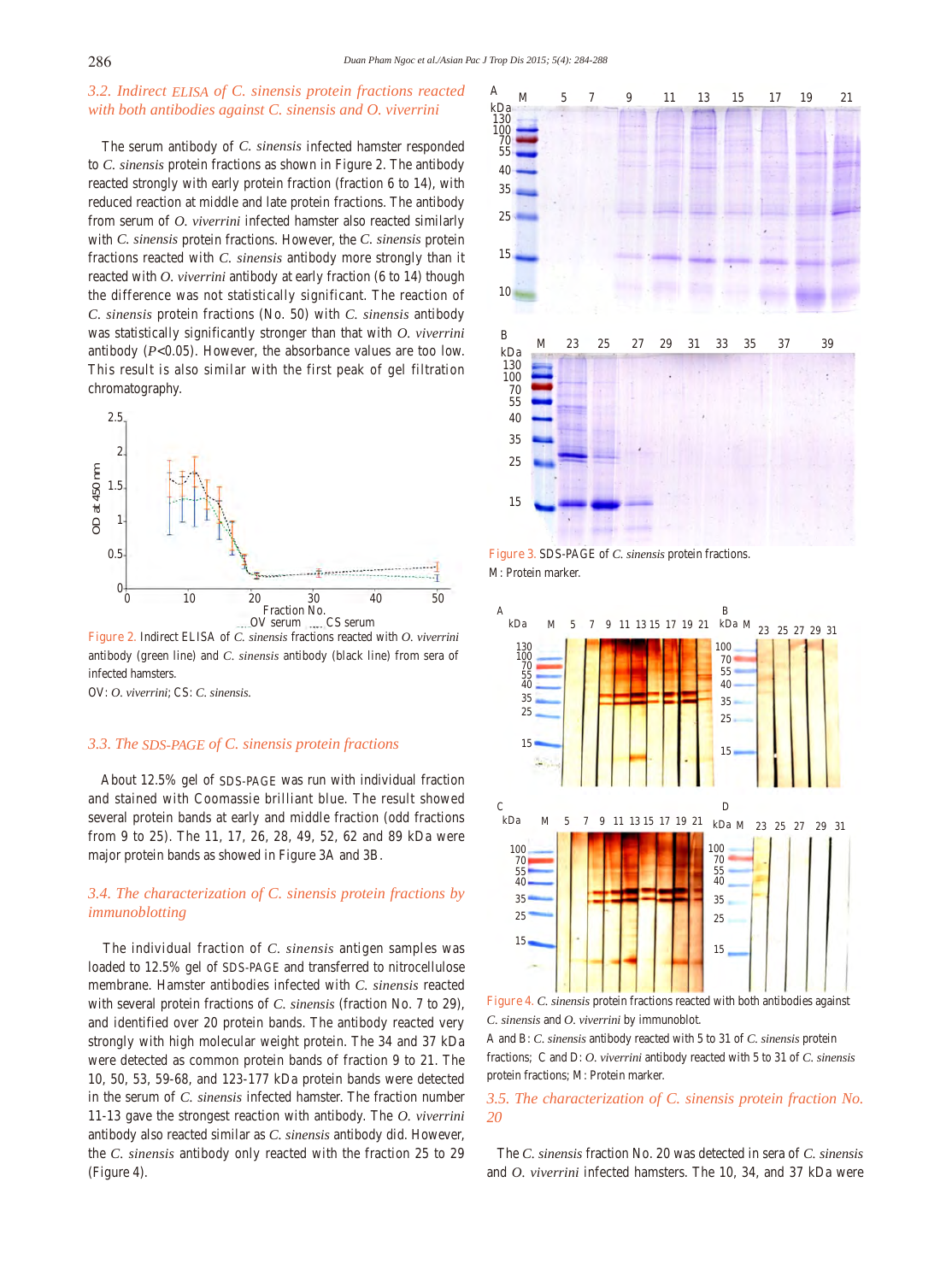### 3.2. Indirect ELISA of *C. sinensis* protein fractions reacted with both antibodies against *C. sinensis* and *O. viverrini*

The serum antibody of *C. sinensis* infected hamster responded to *C. sinensis* protein fractions as shown in Figure 2. The antibody reacted strongly with early protein fraction (fraction 6 to 14), with reduced reaction at middle and late protein fractions. The antibody from serum of *O. viverrini* infected hamster also reacted similarly with *C. sinensis* protein fractions. However, the *C. sinensis* protein fractions reacted with *C. sinensis* antibody more strongly than it reacted with *O. viverrini* antibody at early fraction (6 to 14) though the difference was not statistically significant. The reaction of *C. sinensis* protein fractions (No. 50) with *C. sinensis* antibody was statistically significantly stronger than that with *O. viverrini* antibody ($P<0.05$). However, the absorbance values are too low. This result is also similar with the first peak of gel filtration chromatography.

Figure 2. Indirect ELISA of *C. sinensis* fractions reacted with *O. viverrini* antibody (green line) and *C. sinensis* antibody (black line) from sera of infected hamsters.

OV: *O. viverrini*; CS: *C. sinensis*.

### 3.3. The SDS-PAGE of *C. sinensis* protein fractions

About 12.5% gel of SDS-PAGE was run with individual fraction and stained with Coomassie brilliant blue. The result showed several protein bands at early and middle fraction (odd fractions from 9 to 25). The 11, 17, 26, 28, 49, 52, 62 and 89 kDa were major protein bands as showed in Figure 3A and 3B.

### 3.4. The characterization of *C. sinensis* protein fractions by immunoblotting

The individual fraction of *C. sinensis* antigen samples was loaded to 12.5% gel of SDS-PAGE and transferred to nitrocellulose membrane. Hamster antibodies infected with *C. sinensis* reacted with several protein fractions of *C. sinensis* (fraction No. 7 to 29), and identified over 20 protein bands. The antibody reacted very strongly with high molecular weight protein. The 34 and 37 kDa were detected as common protein bands of fraction 9 to 21. The 10, 50, 53, 59-68, and 123-177 kDa protein bands were detected in the serum of *C. sinensis* infected hamster. The fraction number 11-13 gave the strongest reaction with antibody. The *O. viverrini* antibody also reacted similar as *C. sinensis* antibody did. However, the *C. sinensis* antibody only reacted with the fraction 25 to 29 (Figure 4).

Figure 3. SDS-PAGE of *C. sinensis* protein fractions.

M: Protein marker.

Figure 4. *C. sinensis* protein fractions reacted with both antibodies against *C. sinensis* and *O. viverrini* by immunoblot.

A and B: *C. sinensis* antibody reacted with 5 to 31 of *C. sinensis* protein fractions; C and D: *O. viverrini* antibody reacted with 5 to 31 of *C. sinensis* protein fractions; M: Protein marker.

### 3.5. The characterization of *C. sinensis* protein fraction No. 20

The *C. sinensis* fraction No. 20 was detected in sera of *C. sinensis* and *O. viverrini* infected hamsters. The 10, 34, and 37 kDa were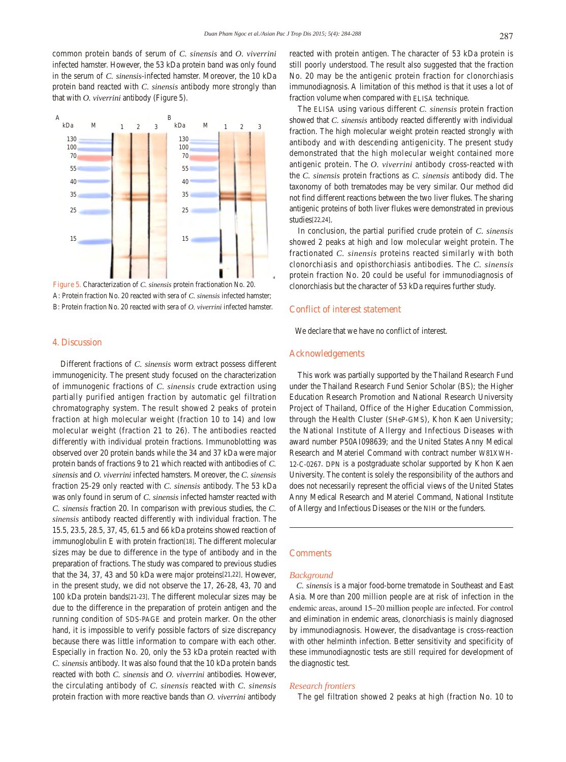common protein bands of serum of *C. sinensis* and *O. viverrini* infected hamster. However, the 53 kDa protein band was only found in the serum of *C. sinensis*-infected hamster. Moreover, the 10 kDa protein band reacted with *C. sinensis* antibody more strongly than that with *O. viverrini* antibody (Figure 5).

Figure 5. Characterization of *C. sinensis* protein fractionation No. 20.
A: Protein fraction No. 20 reacted with sera of *C. sinensis* infected hamster; B: Protein fraction No. 20 reacted with sera of *O. viverrini* infected hamster.

## 4. Discussion

Different fractions of *C. sinensis* worm extract possess different immunogenicity. The present study focused on the characterization of immunogenic fractions of *C. sinensis* crude extraction using partially purified antigen fraction by automatic gel filtration chromatography system. The result showed 2 peaks of protein fraction at high molecular weight (fraction 10 to 14) and low molecular weight (fraction 21 to 26). The antibodies reacted differently with individual protein fractions. Immunoblotting was observed over 20 protein bands while the 34 and 37 kDa were major protein bands of fractions 9 to 21 which reacted with antibodies of *C. sinensis* and *O. viverrini* infected hamsters. Moreover, the *C. sinensis* fraction 25-29 only reacted with *C. sinensis* antibody. The 53 kDa was only found in serum of *C. sinensis* infected hamster reacted with *C. sinensis* fraction 20. In comparison with previous studies, the *C. sinensis* antibody reacted differently with individual fraction. The 15.5, 23.5, 28.5, 37, 45, 61.5 and 66 kDa proteins showed reaction of immunoglobulin E with protein fraction[18]. The different molecular sizes may be due to difference in the type of antibody and in the preparation of fractions. The study was compared to previous studies that the 34, 37, 43 and 50 kDa were major proteins[21,22]. However, in the present study, we did not observe the 17, 26-28, 43, 70 and 100 kDa protein bands[21-23]. The different molecular sizes may be due to the difference in the preparation of protein antigen and the running condition of SDS-PAGE and protein marker. On the other hand, it is impossible to verify possible factors of size discrepancy because there was little information to compare with each other. Especially in fraction No. 20, only the 53 kDa protein reacted with *C. sinensis* antibody. It was also found that the 10 kDa protein bands reacted with both *C. sinensis* and *O. viverrini* antibodies. However, the circulating antibody of *C. sinensis* reacted with *C. sinensis* protein fraction with more reactive bands than *O. viverrini* antibody reacted with protein antigen. The character of 53 kDa protein is still poorly understood. The result also suggested that the fraction No. 20 may be the antigenic protein fraction for clonorchiasis immunodiagnosis. A limitation of this method is that it uses a lot of fraction volume when compared with ELISA technique.

The ELISA using various different *C. sinensis* protein fraction showed that *C. sinensis* antibody reacted differently with individual fraction. The high molecular weight protein reacted strongly with antibody and with descending antigenicity. The present study demonstrated that the high molecular weight contained more antigenic protein. The *O. viverrini* antibody cross-reacted with the *C. sinensis* protein fractions as *C. sinensis* antibody did. The taxonomy of both trematodes may be very similar. Our method did not find different reactions between the two liver flukes. The sharing antigenic proteins of both liver flukes were demonstrated in previous studies[22,24].

In conclusion, the partial purified crude protein of *C. sinensis* showed 2 peaks at high and low molecular weight protein. The fractionated *C. sinensis* proteins reacted similarly with both clonorchiasis and opisthorchiasis antibodies. The *C. sinensis* protein fraction No. 20 could be useful for immunodiagnosis of clonorchiasis but the character of 53 kDa requires further study.

## Conflict of interest statement

We declare that we have no conflict of interest.

## Acknowledgements

This work was partially supported by the Thailand Research Fund under the Thailand Research Fund Senior Scholar (BS); the Higher Education Research Promotion and National Research University Project of Thailand, Office of the Higher Education Commission, through the Health Cluster (SHeP-GMS), Khon Kaen University; the National Institute of Allergy and Infectious Diseases with award number P50AI098639; and the United States Anny Medical Research and Materiel Command with contract number W81XWH-12-C-0267. DPN is a postgraduate scholar supported by Khon Kaen University. The content is solely the responsibility of the authors and does not necessarily represent the official views of the United States Anny Medical Research and Materiel Command, National Institute of Allergy and Infectious Diseases or the NIH or the funders.

## Comments

### *Background*

*C. sinensis* is a major food-borne trematode in Southeast and East Asia. More than 200 million people are at risk of infection in the endemic areas, around 15–20 million people are infected. For control and elimination in endemic areas, clonorchiasis is mainly diagnosed by immunodiagnosis. However, the disadvantage is cross-reaction with other helminth infection. Better sensitivity and specificity of these immunodiagnostic tests are still required for development of the diagnostic test.

### *Research frontiers*

The gel filtration showed 2 peaks at high (fraction No. 10 to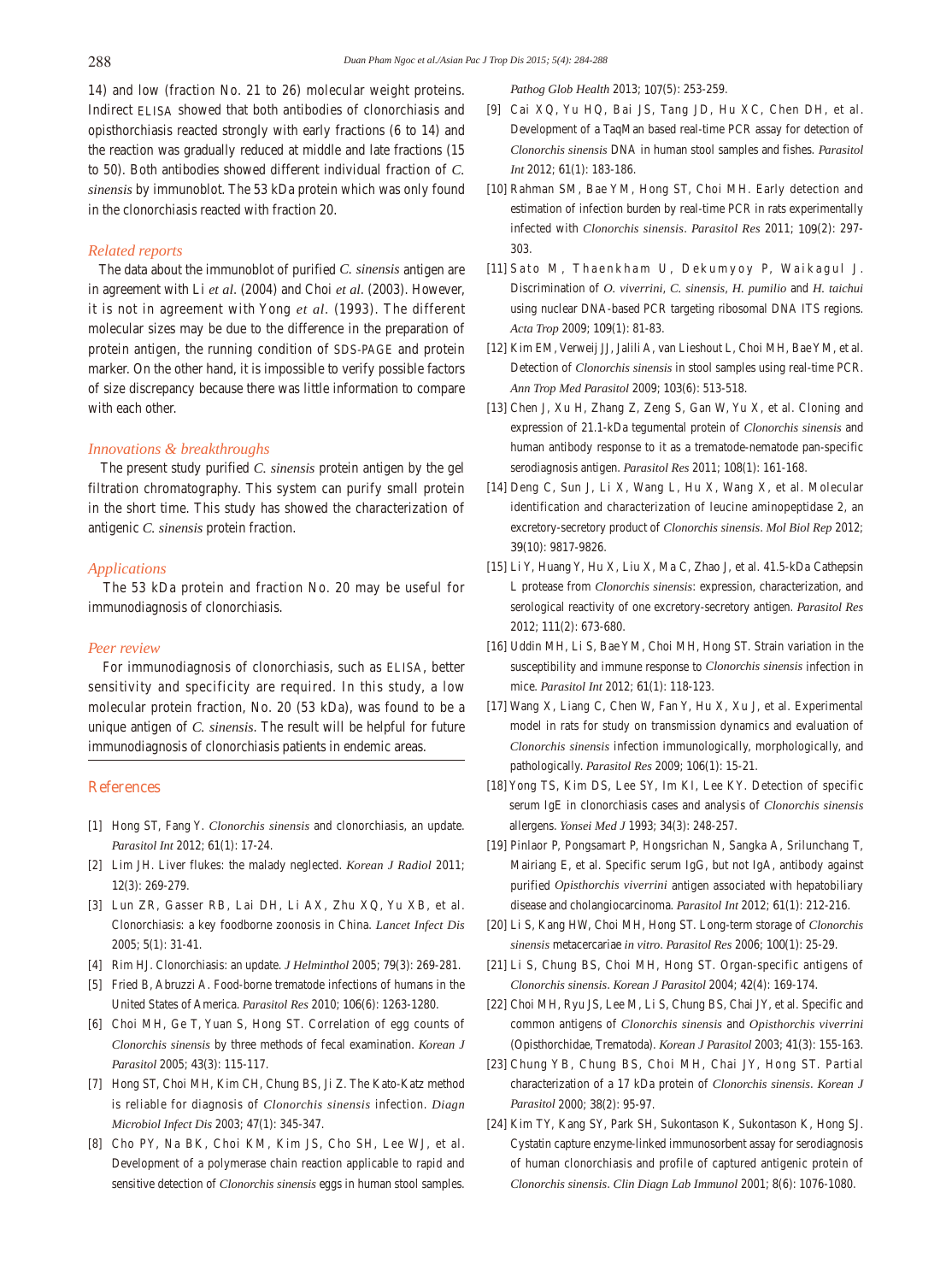14) and low (fraction No. 21 to 26) molecular weight proteins. Indirect ELISA showed that both antibodies of clonorchiasis and opisthorchiasis reacted strongly with early fractions (6 to 14) and the reaction was gradually reduced at middle and late fractions (15 to 50). Both antibodies showed different individual fraction of *C. sinensis* by immunoblot. The 53 kDa protein which was only found in the clonorchiasis reacted with fraction 20.

### *Related reports*

The data about the immunoblot of purified *C. sinensis* antigen are in agreement with Li *et al*. (2004) and Choi *et al*. (2003). However, it is not in agreement with Yong *et al*. (1993). The different molecular sizes may be due to the difference in the preparation of protein antigen, the running condition of SDS-PAGE and protein marker. On the other hand, it is impossible to verify possible factors of size discrepancy because there was little information to compare with each other.

### *Innovations & breakthroughs*

The present study purified *C. sinensis* protein antigen by the gel filtration chromatography. This system can purify small protein in the short time. This study has showed the characterization of antigenic *C. sinensis* protein fraction.

### *Applications*

The 53 kDa protein and fraction No. 20 may be useful for immunodiagnosis of clonorchiasis.

### *Peer review*

For immunodiagnosis of clonorchiasis, such as ELISA, better sensitivity and specificity are required. In this study, a low molecular protein fraction, No. 20 (53 kDa), was found to be a unique antigen of *C. sinensis*. The result will be helpful for future immunodiagnosis of clonorchiasis patients in endemic areas.

## References

[1] Hong ST, Fang Y. *Clonorchis sinensis* and clonorchiasis, an update. *Parasitol Int* 2012; 61(1): 17-24.

[2] Lim JH. Liver flukes: the malady neglected. *Korean J Radiol* 2011; 12(3): 269-279.

[3] Lun ZR, Gasser RB, Lai DH, Li AX, Zhu XQ, Yu XB, et al. Clonorchiasis: a key foodborne zoonosis in China. *Lancet Infect Dis* 2005; 5(1): 31-41.

[4] Rim HJ. Clonorchiasis: an update. *J Helminthol* 2005; 79(3): 269-281.

[5] Fried B, Abruzzi A. Food-borne trematode infections of humans in the United States of America. *Parasitol Res* 2010; 106(6): 1263-1280.

[6] Choi MH, Ge T, Yuan S, Hong ST. Correlation of egg counts of *Clonorchis sinensis* by three methods of fecal examination. *Korean J Parasitol* 2005; 43(3): 115-117.

[7] Hong ST, Choi MH, Kim CH, Chung BS, Ji Z. The Kato-Katz method is reliable for diagnosis of *Clonorchis sinensis* infection. *Diagn Microbiol Infect Dis* 2003; 47(1): 345-347.

[8] Cho PY, Na BK, Choi KM, Kim JS, Cho SH, Lee WJ, et al. Development of a polymerase chain reaction applicable to rapid and sensitive detection of *Clonorchis sinensis* eggs in human stool samples. *Pathog Glob Health* 2013; 107(5): 253-259.

[9] Cai XQ, Yu HQ, Bai JS, Tang JD, Hu XC, Chen DH, et al. Development of a TaqMan based real-time PCR assay for detection of *Clonorchis sinensis* DNA in human stool samples and fishes. *Parasitol Int* 2012; 61(1): 183-186.

[10] Rahman SM, Bae YM, Hong ST, Choi MH. Early detection and estimation of infection burden by real-time PCR in rats experimentally infected with *Clonorchis sinensis*. *Parasitol Res* 2011; 109(2): 297-303.

[11] Sato M, Thaenkham U, Dekumyoy P, Waikagul J. Discrimination of *O. viverrini*, *C. sinensis*, *H. pumilio* and *H. taichui* using nuclear DNA-based PCR targeting ribosomal DNA ITS regions. *Acta Trop* 2009; 109(1): 81-83.

[12] Kim EM, Verweij JJ, Jalili A, van Lieshout L, Choi MH, Bae YM, et al. Detection of *Clonorchis sinensis* in stool samples using real-time PCR. *Ann Trop Med Parasitol* 2009; 103(6): 513-518.

[13] Chen J, Xu H, Zhang Z, Zeng S, Gan W, Yu X, et al. Cloning and expression of 21.1-kDa tegumental protein of *Clonorchis sinensis* and human antibody response to it as a trematode-nematode pan-specific serodiagnosis antigen. *Parasitol Res* 2011; 108(1): 161-168.

[14] Deng C, Sun J, Li X, Wang L, Hu X, Wang X, et al. Molecular identification and characterization of leucine aminopeptidase 2, an excretory-secretory product of *Clonorchis sinensis*. *Mol Biol Rep* 2012; 39(10): 9817-9826.

[15] Li Y, Huang Y, Hu X, Liu X, Ma C, Zhao J, et al. 41.5-kDa Cathepsin L protease from *Clonorchis sinensis*: expression, characterization, and serological reactivity of one excretory-secretory antigen. *Parasitol Res* 2012; 111(2): 673-680.

[16] Uddin MH, Li S, Bae YM, Choi MH, Hong ST. Strain variation in the susceptibility and immune response to *Clonorchis sinensis* infection in mice. *Parasitol Int* 2012; 61(1): 118-123.

[17] Wang X, Liang C, Chen W, Fan Y, Hu X, Xu J, et al. Experimental model in rats for study on transmission dynamics and evaluation of *Clonorchis sinensis* infection immunologically, morphologically, and pathologically. *Parasitol Res* 2009; 106(1): 15-21.

[18] Yong TS, Kim DS, Lee SY, Im KI, Lee KY. Detection of specific serum IgE in clonorchiasis cases and analysis of *Clonorchis sinensis* allergens. *Yonsei Med J* 1993; 34(3): 248-257.

[19] Pinlaor P, Pongsamart P, Hongsrichan N, Sangka A, Srilunchang T, Mairiang E, et al. Specific serum IgG, but not IgA, antibody against purified *Opisthorchis viverrini* antigen associated with hepatobiliary disease and cholangiocarcinoma. *Parasitol Int* 2012; 61(1): 212-216.

[20] Li S, Kang HW, Choi MH, Hong ST. Long-term storage of *Clonorchis sinensis* metacercariae *in vitro*. *Parasitol Res* 2006; 100(1): 25-29.

[21] Li S, Chung BS, Choi MH, Hong ST. Organ-specific antigens of *Clonorchis sinensis*. *Korean J Parasitol* 2004; 42(4): 169-174.

[22] Choi MH, Ryu JS, Lee M, Li S, Chung BS, Chai JY, et al. Specific and common antigens of *Clonorchis sinensis* and *Opisthorchis viverrini* (Opisthorchidae, Trematoda). *Korean J Parasitol* 2003; 41(3): 155-163.

[23] Chung YB, Chung BS, Choi MH, Chai JY, Hong ST. Partial characterization of a 17 kDa protein of *Clonorchis sinensis*. *Korean J Parasitol* 2000; 38(2): 95-97.

[24] Kim TY, Kang SY, Park SH, Sukontason K, Sukontason K, Hong SJ. Cystatin capture enzyme-linked immunosorbent assay for serodiagnosis of human clonorchiasis and profile of captured antigenic protein of *Clonorchis sinensis*. *Clin Diagn Lab Immunol* 2001; 8(6): 1076-1080.